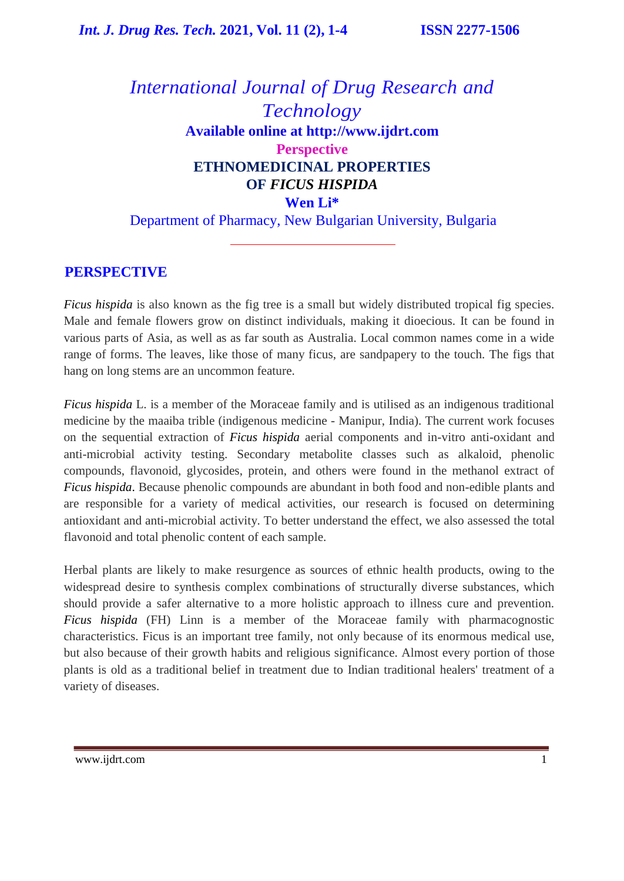# International Journal of Drug Research and Technology

**Available online at http://www.ijdrt.com**

**Perspective**

## ETHNOMEDICINAL PROPERTIES OF *FICUS HISPIDA*

**Wen Li***

Department of Pharmacy, New Bulgarian University, Bulgaria

## PERSPECTIVE

*Ficus hispida* is also known as the fig tree is a small but widely distributed tropical fig species. Male and female flowers grow on distinct individuals, making it dioecious. It can be found in various parts of Asia, as well as as far south as Australia. Local common names come in a wide range of forms. The leaves, like those of many ficus, are sandpapery to the touch. The figs that hang on long stems are an uncommon feature.

*Ficus hispida* L. is a member of the Moraceae family and is utilised as an indigenous traditional medicine by the maaiba trible (indigenous medicine - Manipur, India). The current work focuses on the sequential extraction of *Ficus hispida* aerial components and in-vitro anti-oxidant and anti-microbial activity testing. Secondary metabolite classes such as alkaloid, phenolic compounds, flavonoid, glycosides, protein, and others were found in the methanol extract of *Ficus hispida*. Because phenolic compounds are abundant in both food and non-edible plants and are responsible for a variety of medical activities, our research is focused on determining antioxidant and anti-microbial activity. To better understand the effect, we also assessed the total flavonoid and total phenolic content of each sample.

Herbal plants are likely to make resurgence as sources of ethnic health products, owing to the widespread desire to synthesis complex combinations of structurally diverse substances, which should provide a safer alternative to a more holistic approach to illness cure and prevention. *Ficus hispida* (FH) Linn is a member of the Moraceae family with pharmacognostic characteristics. Ficus is an important tree family, not only because of its enormous medical use, but also because of their growth habits and religious significance. Almost every portion of those plants is old as a traditional belief in treatment due to Indian traditional healers' treatment of a variety of diseases.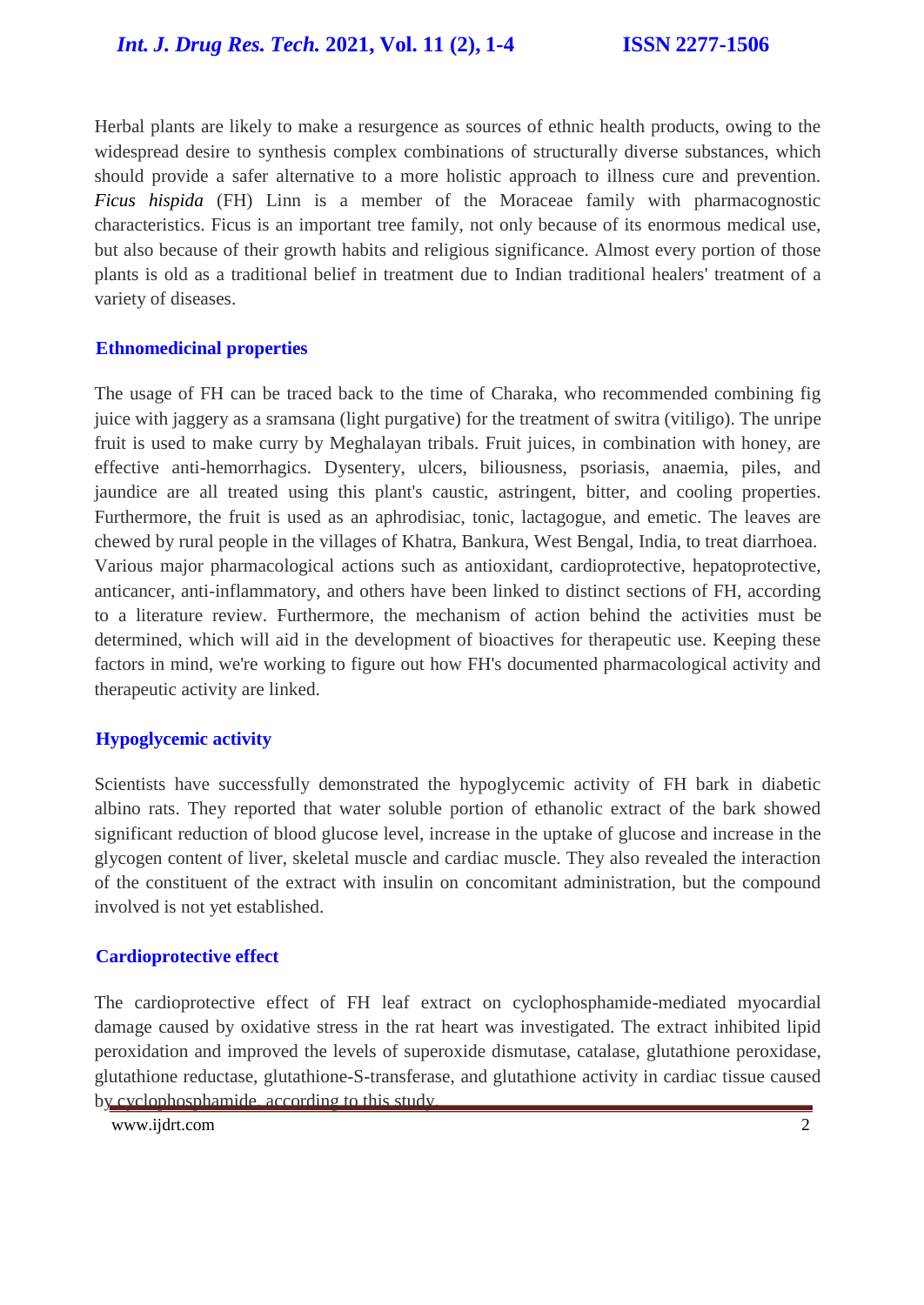Herbal plants are likely to make a resurgence as sources of ethnic health products, owing to the widespread desire to synthesis complex combinations of structurally diverse substances, which should provide a safer alternative to a more holistic approach to illness cure and prevention. ***Ficus hispida*** (FH) Linn is a member of the Moraceae family with pharmacognostic characteristics. Ficus is an important tree family, not only because of its enormous medical use, but also because of their growth habits and religious significance. Almost every portion of those plants is old as a traditional belief in treatment due to Indian traditional healers' treatment of a variety of diseases.

## Ethnomedicinal properties

The usage of FH can be traced back to the time of Charaka, who recommended combining fig juice with jaggery as a sramsana (light purgative) for the treatment of switra (vitiligo). The unripe fruit is used to make curry by Meghalayan tribals. Fruit juices, in combination with honey, are effective anti-hemorrhagics. Dysentery, ulcers, biliousness, psoriasis, anaemia, piles, and jaundice are all treated using this plant's caustic, astringent, bitter, and cooling properties. Furthermore, the fruit is used as an aphrodisiac, tonic, lactagogue, and emetic. The leaves are chewed by rural people in the villages of Khatra, Bankura, West Bengal, India, to treat diarrhoea. Various major pharmacological actions such as antioxidant, cardioprotective, hepatoprotective, anticancer, anti-inflammatory, and others have been linked to distinct sections of FH, according to a literature review. Furthermore, the mechanism of action behind the activities must be determined, which will aid in the development of bioactives for therapeutic use. Keeping these factors in mind, we're working to figure out how FH's documented pharmacological activity and therapeutic activity are linked.

## Hypoglycemic activity

Scientists have successfully demonstrated the hypoglycemic activity of FH bark in diabetic albino rats. They reported that water soluble portion of ethanolic extract of the bark showed significant reduction of blood glucose level, increase in the uptake of glucose and increase in the glycogen content of liver, skeletal muscle and cardiac muscle. They also revealed the interaction of the constituent of the extract with insulin on concomitant administration, but the compound involved is not yet established.

## Cardioprotective effect

The cardioprotective effect of FH leaf extract on cyclophosphamide-mediated myocardial damage caused by oxidative stress in the rat heart was investigated. The extract inhibited lipid peroxidation and improved the levels of superoxide dismutase, catalase, glutathione peroxidase, glutathione reductase, glutathione-S-transferase, and glutathione activity in cardiac tissue caused by cyclophosphamide, according to this study.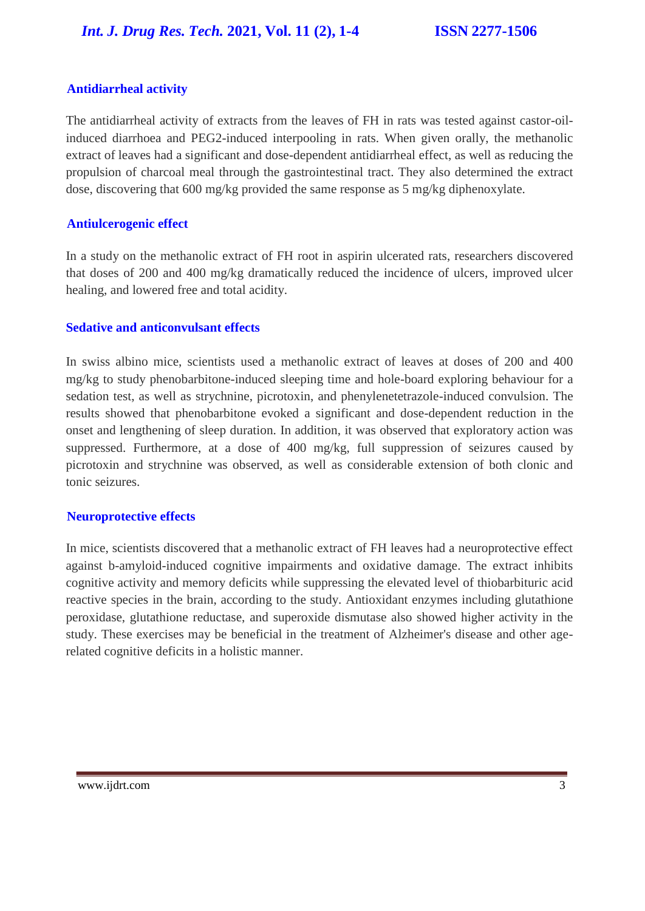## Antidiarrheal activity

The antidiarrheal activity of extracts from the leaves of FH in rats was tested against castor-oil-induced diarrhoea and PEG2-induced interpooling in rats. When given orally, the methanolic extract of leaves had a significant and dose-dependent antidiarrheal effect, as well as reducing the propulsion of charcoal meal through the gastrointestinal tract. They also determined the extract dose, discovering that 600 mg/kg provided the same response as 5 mg/kg diphenoxylate.

## Antiulcerogenic effect

In a study on the methanolic extract of FH root in aspirin ulcerated rats, researchers discovered that doses of 200 and 400 mg/kg dramatically reduced the incidence of ulcers, improved ulcer healing, and lowered free and total acidity.

## Sedative and anticonvulsant effects

In swiss albino mice, scientists used a methanolic extract of leaves at doses of 200 and 400 mg/kg to study phenobarbitone-induced sleeping time and hole-board exploring behaviour for a sedation test, as well as strychnine, picrotoxin, and phenylenetetrazole-induced convulsion. The results showed that phenobarbitone evoked a significant and dose-dependent reduction in the onset and lengthening of sleep duration. In addition, it was observed that exploratory action was suppressed. Furthermore, at a dose of 400 mg/kg, full suppression of seizures caused by picrotoxin and strychnine was observed, as well as considerable extension of both clonic and tonic seizures.

## Neuroprotective effects

In mice, scientists discovered that a methanolic extract of FH leaves had a neuroprotective effect against b-amyloid-induced cognitive impairments and oxidative damage. The extract inhibits cognitive activity and memory deficits while suppressing the elevated level of thiobarbituric acid reactive species in the brain, according to the study. Antioxidant enzymes including glutathione peroxidase, glutathione reductase, and superoxide dismutase also showed higher activity in the study. These exercises may be beneficial in the treatment of Alzheimer's disease and other age-related cognitive deficits in a holistic manner.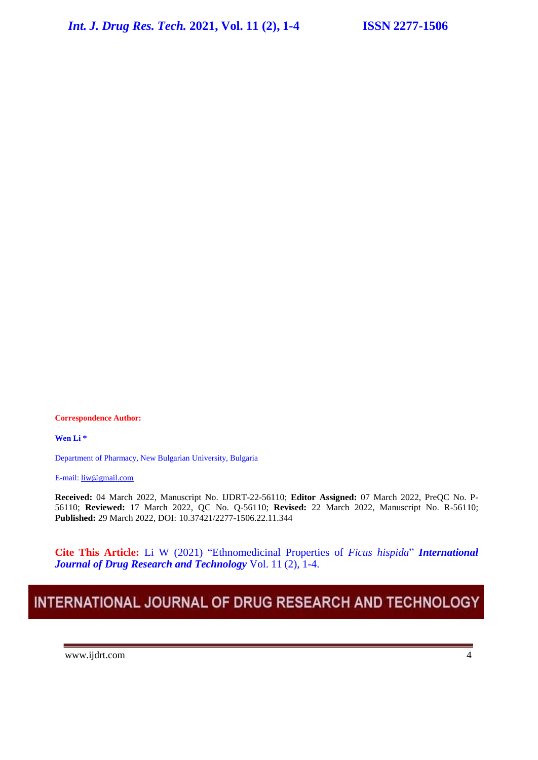**Correspondence Author:**

**Wen Li ***

Department of Pharmacy, New Bulgarian University, Bulgaria

E-mail: liw@gmail.com

**Received:** 04 March 2022, Manuscript No. IJDRT-22-56110; **Editor Assigned:** 07 March 2022, PreQC No. P-56110; **Reviewed:** 17 March 2022, QC No. Q-56110; **Revised:** 22 March 2022, Manuscript No. R-56110; **Published:** 29 March 2022, DOI: 10.37421/2277-1506.22.11.344

**Cite This Article:** Li W (2021) "Ethnomedicinal Properties of *Ficus hispida*" ***International Journal of Drug Research and Technology*** Vol. 11 (2), 1-4.

INTERNATIONAL JOURNAL OF DRUG RESEARCH AND TECHNOLOGY